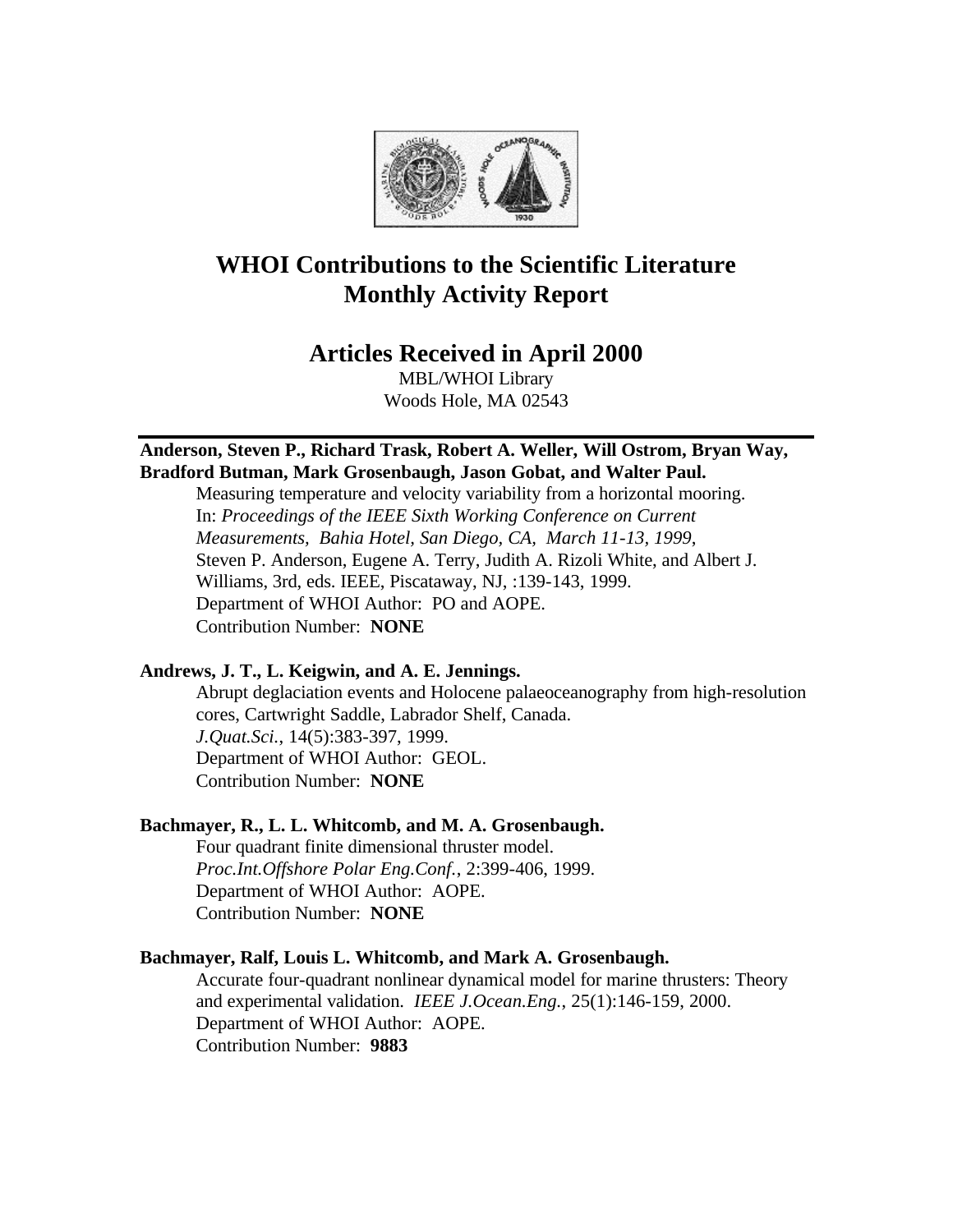# WHOI Contributions to the Scientific Literature
# Monthly Activity Report

## Articles Received in April 2000

MBL/WHOI Library
Woods Hole, MA 02543

---

**Anderson, Steven P., Richard Trask, Robert A. Weller, Will Ostrom, Bryan Way, Bradford Butman, Mark Grosenbaugh, Jason Gobat, and Walter Paul.**

Measuring temperature and velocity variability from a horizontal mooring.
In: *Proceedings of the IEEE Sixth Working Conference on Current Measurements, Bahia Hotel, San Diego, CA, March 11-13, 1999*, Steven P. Anderson, Eugene A. Terry, Judith A. Rizoli White, and Albert J. Williams, 3rd, eds. IEEE, Piscataway, NJ, :139-143, 1999.
Department of WHOI Author: PO and AOPE.
Contribution Number: **NONE**

**Andrews, J. T., L. Keigwin, and A. E. Jennings.**

Abrupt deglaciation events and Holocene palaeoceanography from high-resolution cores, Cartwright Saddle, Labrador Shelf, Canada.
*J.Quat.Sci.*, 14(5):383-397, 1999.
Department of WHOI Author: GEOL.
Contribution Number: **NONE**

**Bachmayer, R., L. L. Whitcomb, and M. A. Grosenbaugh.**

Four quadrant finite dimensional thruster model.
*Proc.Int.Offshore Polar Eng.Conf.*, 2:399-406, 1999.
Department of WHOI Author: AOPE.
Contribution Number: **NONE**

**Bachmayer, Ralf, Louis L. Whitcomb, and Mark A. Grosenbaugh.**

Accurate four-quadrant nonlinear dynamical model for marine thrusters: Theory and experimental validation. *IEEE J.Ocean.Eng.*, 25(1):146-159, 2000.
Department of WHOI Author: AOPE.
Contribution Number: **9883**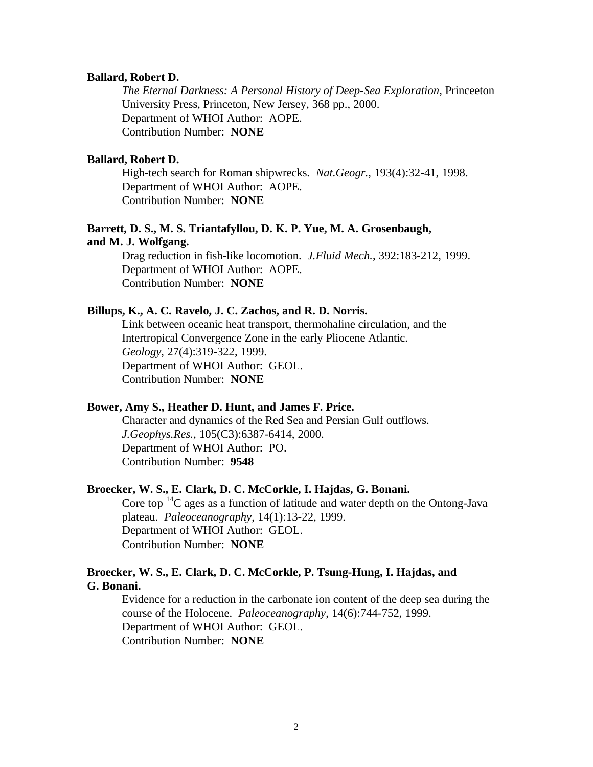**Ballard, Robert D.**

*The Eternal Darkness: A Personal History of Deep-Sea Exploration*, Princeeton University Press, Princeton, New Jersey, 368 pp., 2000.
Department of WHOI Author: AOPE.
Contribution Number: **NONE**

**Ballard, Robert D.**

High-tech search for Roman shipwrecks. *Nat.Geogr.*, 193(4):32-41, 1998.
Department of WHOI Author: AOPE.
Contribution Number: **NONE**

**Barrett, D. S., M. S. Triantafyllou, D. K. P. Yue, M. A. Grosenbaugh, and M. J. Wolfgang.**

Drag reduction in fish-like locomotion. *J.Fluid Mech.*, 392:183-212, 1999.
Department of WHOI Author: AOPE.
Contribution Number: **NONE**

**Billups, K., A. C. Ravelo, J. C. Zachos, and R. D. Norris.**

Link between oceanic heat transport, thermohaline circulation, and the Intertropical Convergence Zone in the early Pliocene Atlantic. *Geology*, 27(4):319-322, 1999.
Department of WHOI Author: GEOL.
Contribution Number: **NONE**

**Bower, Amy S., Heather D. Hunt, and James F. Price.**

Character and dynamics of the Red Sea and Persian Gulf outflows. *J.Geophys.Res.*, 105(C3):6387-6414, 2000.
Department of WHOI Author: PO.
Contribution Number: **9548**

**Broecker, W. S., E. Clark, D. C. McCorkle, I. Hajdas, G. Bonani.**

Core top $^{14}C$ ages as a function of latitude and water depth on the Ontong-Java plateau. *Paleoceanography*, 14(1):13-22, 1999.
Department of WHOI Author: GEOL.
Contribution Number: **NONE**

**Broecker, W. S., E. Clark, D. C. McCorkle, P. Tsung-Hung, I. Hajdas, and G. Bonani.**

Evidence for a reduction in the carbonate ion content of the deep sea during the course of the Holocene. *Paleoceanography*, 14(6):744-752, 1999.
Department of WHOI Author: GEOL.
Contribution Number: **NONE**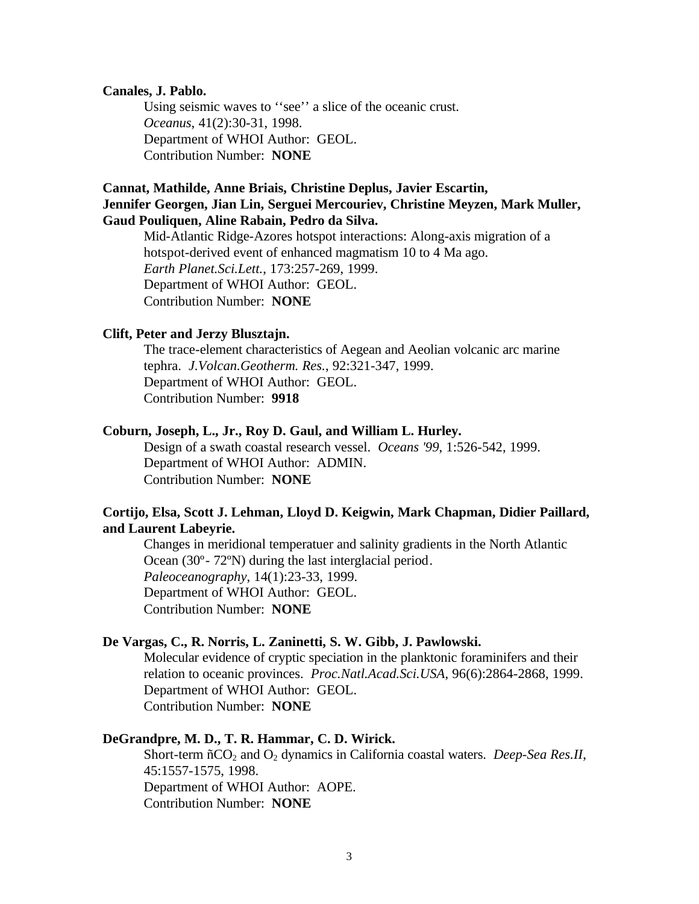**Canales, J. Pablo.**

Using seismic waves to ''see'' a slice of the oceanic crust.
*Oceanus*, 41(2):30-31, 1998.
Department of WHOI Author: GEOL.
Contribution Number: **NONE**

**Cannat, Mathilde, Anne Briais, Christine Deplus, Javier Escartin, Jennifer Georgen, Jian Lin, Serguei Mercouriev, Christine Meyzen, Mark Muller, Gaud Pouliquen, Aline Rabain, Pedro da Silva.**

Mid-Atlantic Ridge-Azores hotspot interactions: Along-axis migration of a hotspot-derived event of enhanced magmatism 10 to 4 Ma ago.
*Earth Planet.Sci.Lett.*, 173:257-269, 1999.
Department of WHOI Author: GEOL.
Contribution Number: **NONE**

**Clift, Peter and Jerzy Blusztajn.**

The trace-element characteristics of Aegean and Aeolian volcanic arc marine tephra. *J.Volcan.Geotherm. Res.*, 92:321-347, 1999.
Department of WHOI Author: GEOL.
Contribution Number: **9918**

**Coburn, Joseph, L., Jr., Roy D. Gaul, and William L. Hurley.**

Design of a swath coastal research vessel. *Oceans '99*, 1:526-542, 1999.
Department of WHOI Author: ADMIN.
Contribution Number: **NONE**

**Cortijo, Elsa, Scott J. Lehman, Lloyd D. Keigwin, Mark Chapman, Didier Paillard, and Laurent Labeyrie.**

Changes in meridional temperatuer and salinity gradients in the North Atlantic Ocean (30º- 72ºN) during the last interglacial period.
*Paleoceanography*, 14(1):23-33, 1999.
Department of WHOI Author: GEOL.
Contribution Number: **NONE**

**De Vargas, C., R. Norris, L. Zaninetti, S. W. Gibb, J. Pawlowski.**

Molecular evidence of cryptic speciation in the planktonic foraminifers and their relation to oceanic provinces. *Proc.Natl.Acad.Sci.USA*, 96(6):2864-2868, 1999.
Department of WHOI Author: GEOL.
Contribution Number: **NONE**

**DeGrandpre, M. D., T. R. Hammar, C. D. Wirick.**

Short-term ñ$CO_2$ and $O_2$ dynamics in California coastal waters. *Deep-Sea Res.II*, 45:1557-1575, 1998.
Department of WHOI Author: AOPE.
Contribution Number: **NONE**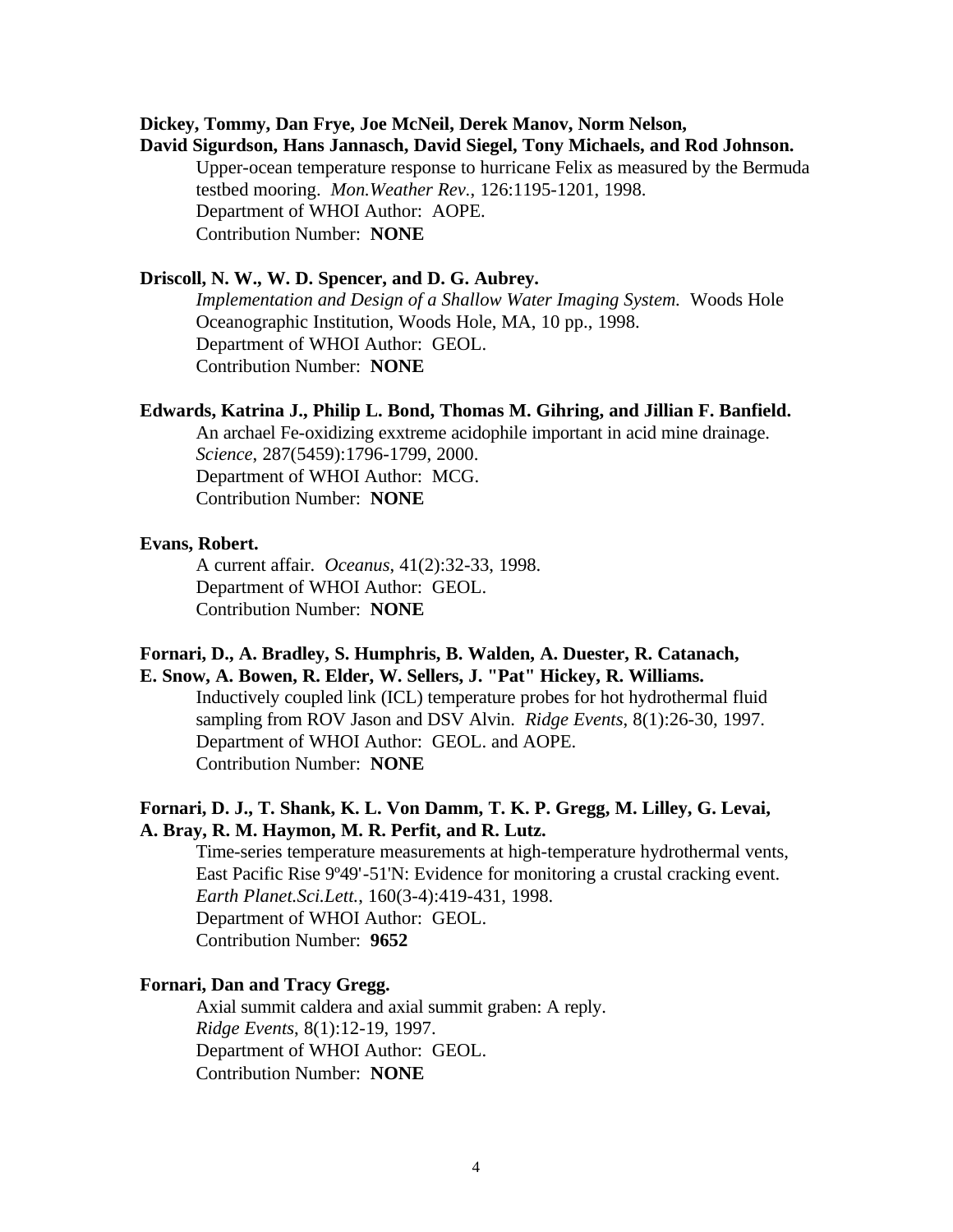**Dickey, Tommy, Dan Frye, Joe McNeil, Derek Manov, Norm Nelson, David Sigurdson, Hans Jannasch, David Siegel, Tony Michaels, and Rod Johnson.**

Upper-ocean temperature response to hurricane Felix as measured by the Bermuda testbed mooring. *Mon.Weather Rev.*, 126:1195-1201, 1998.
Department of WHOI Author: AOPE.
Contribution Number: **NONE**

**Driscoll, N. W., W. D. Spencer, and D. G. Aubrey.**

*Implementation and Design of a Shallow Water Imaging System.* Woods Hole Oceanographic Institution, Woods Hole, MA, 10 pp., 1998.
Department of WHOI Author: GEOL.
Contribution Number: **NONE**

**Edwards, Katrina J., Philip L. Bond, Thomas M. Gihring, and Jillian F. Banfield.**

An archael Fe-oxidizing exxtreme acidophile important in acid mine drainage. *Science*, 287(5459):1796-1799, 2000.
Department of WHOI Author: MCG.
Contribution Number: **NONE**

**Evans, Robert.**

A current affair. *Oceanus*, 41(2):32-33, 1998.
Department of WHOI Author: GEOL.
Contribution Number: **NONE**

**Fornari, D., A. Bradley, S. Humphris, B. Walden, A. Duester, R. Catanach, E. Snow, A. Bowen, R. Elder, W. Sellers, J. "Pat" Hickey, R. Williams.**

Inductively coupled link (ICL) temperature probes for hot hydrothermal fluid sampling from ROV Jason and DSV Alvin. *Ridge Events*, 8(1):26-30, 1997.
Department of WHOI Author: GEOL. and AOPE.
Contribution Number: **NONE**

**Fornari, D. J., T. Shank, K. L. Von Damm, T. K. P. Gregg, M. Lilley, G. Levai, A. Bray, R. M. Haymon, M. R. Perfit, and R. Lutz.**

Time-series temperature measurements at high-temperature hydrothermal vents, East Pacific Rise 9º49'-51'N: Evidence for monitoring a crustal cracking event. *Earth Planet.Sci.Lett.*, 160(3-4):419-431, 1998.
Department of WHOI Author: GEOL.
Contribution Number: **9652**

**Fornari, Dan and Tracy Gregg.**

Axial summit caldera and axial summit graben: A reply. *Ridge Events*, 8(1):12-19, 1997.
Department of WHOI Author: GEOL.
Contribution Number: **NONE**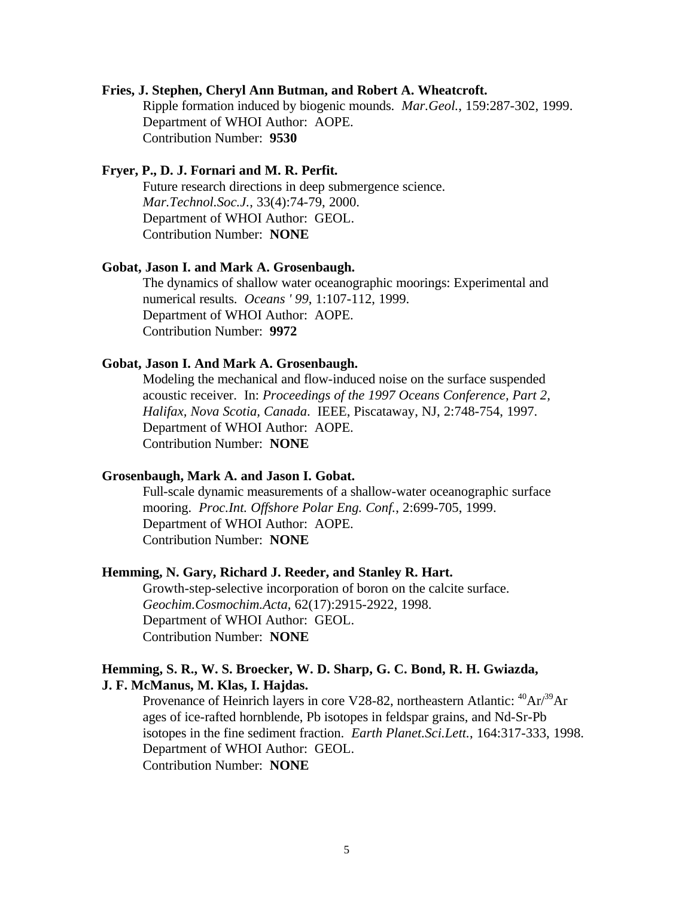**Fries, J. Stephen, Cheryl Ann Butman, and Robert A. Wheatcroft.**

Ripple formation induced by biogenic mounds. *Mar.Geol.*, 159:287-302, 1999.
Department of WHOI Author: AOPE.
Contribution Number: **9530**

**Fryer, P., D. J. Fornari and M. R. Perfit.**

Future research directions in deep submergence science.
*Mar.Technol.Soc.J.*, 33(4):74-79, 2000.
Department of WHOI Author: GEOL.
Contribution Number: **NONE**

**Gobat, Jason I. and Mark A. Grosenbaugh.**

The dynamics of shallow water oceanographic moorings: Experimental and numerical results. *Oceans ' 99*, 1:107-112, 1999.
Department of WHOI Author: AOPE.
Contribution Number: **9972**

**Gobat, Jason I. And Mark A. Grosenbaugh.**

Modeling the mechanical and flow-induced noise on the surface suspended acoustic receiver. In: *Proceedings of the 1997 Oceans Conference, Part 2, Halifax, Nova Scotia, Canada*. IEEE, Piscataway, NJ, 2:748-754, 1997.
Department of WHOI Author: AOPE.
Contribution Number: **NONE**

**Grosenbaugh, Mark A. and Jason I. Gobat.**

Full-scale dynamic measurements of a shallow-water oceanographic surface mooring. *Proc.Int. Offshore Polar Eng. Conf.*, 2:699-705, 1999.
Department of WHOI Author: AOPE.
Contribution Number: **NONE**

**Hemming, N. Gary, Richard J. Reeder, and Stanley R. Hart.**

Growth-step-selective incorporation of boron on the calcite surface.
*Geochim.Cosmochim.Acta*, 62(17):2915-2922, 1998.
Department of WHOI Author: GEOL.
Contribution Number: **NONE**

**Hemming, S. R., W. S. Broecker, W. D. Sharp, G. C. Bond, R. H. Gwiazda, J. F. McManus, M. Klas, I. Hajdas.**

Provenance of Heinrich layers in core V28-82, northeastern Atlantic: $^{40}Ar/^{39}Ar$ ages of ice-rafted hornblende, Pb isotopes in feldspar grains, and Nd-Sr-Pb isotopes in the fine sediment fraction. *Earth Planet.Sci.Lett.*, 164:317-333, 1998.
Department of WHOI Author: GEOL.
Contribution Number: **NONE**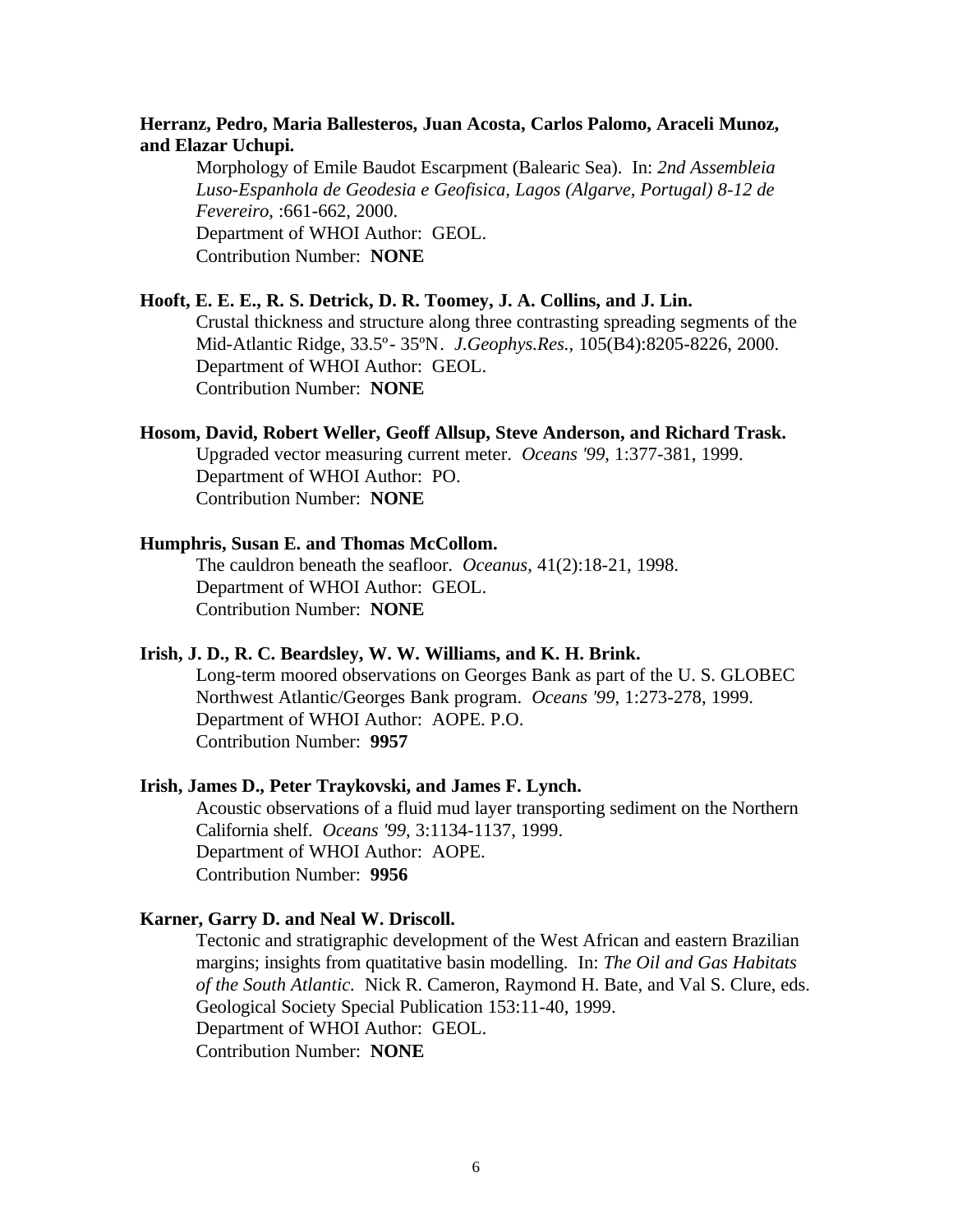**Herranz, Pedro, Maria Ballesteros, Juan Acosta, Carlos Palomo, Araceli Munoz, and Elazar Uchupi.**

Morphology of Emile Baudot Escarpment (Balearic Sea). In: *2nd Assembleia Luso-Espanhola de Geodesia e Geofisica, Lagos (Algarve, Portugal) 8-12 de Fevereiro*, :661-662, 2000.
Department of WHOI Author: GEOL.
Contribution Number: **NONE**

**Hooft, E. E. E., R. S. Detrick, D. R. Toomey, J. A. Collins, and J. Lin.**

Crustal thickness and structure along three contrasting spreading segments of the Mid-Atlantic Ridge, 33.5º- 35ºN. *J.Geophys.Res.*, 105(B4):8205-8226, 2000.
Department of WHOI Author: GEOL.
Contribution Number: **NONE**

**Hosom, David, Robert Weller, Geoff Allsup, Steve Anderson, and Richard Trask.**

Upgraded vector measuring current meter. *Oceans '99*, 1:377-381, 1999.
Department of WHOI Author: PO.
Contribution Number: **NONE**

**Humphris, Susan E. and Thomas McCollom.**

The cauldron beneath the seafloor. *Oceanus*, 41(2):18-21, 1998.
Department of WHOI Author: GEOL.
Contribution Number: **NONE**

**Irish, J. D., R. C. Beardsley, W. W. Williams, and K. H. Brink.**

Long-term moored observations on Georges Bank as part of the U. S. GLOBEC Northwest Atlantic/Georges Bank program. *Oceans '99*, 1:273-278, 1999.
Department of WHOI Author: AOPE. P.O.
Contribution Number: **9957**

**Irish, James D., Peter Traykovski, and James F. Lynch.**

Acoustic observations of a fluid mud layer transporting sediment on the Northern California shelf. *Oceans '99*, 3:1134-1137, 1999.
Department of WHOI Author: AOPE.
Contribution Number: **9956**

**Karner, Garry D. and Neal W. Driscoll.**

Tectonic and stratigraphic development of the West African and eastern Brazilian margins; insights from quatitative basin modelling. In: *The Oil and Gas Habitats of the South Atlantic*. Nick R. Cameron, Raymond H. Bate, and Val S. Clure, eds. Geological Society Special Publication 153:11-40, 1999.
Department of WHOI Author: GEOL.
Contribution Number: **NONE**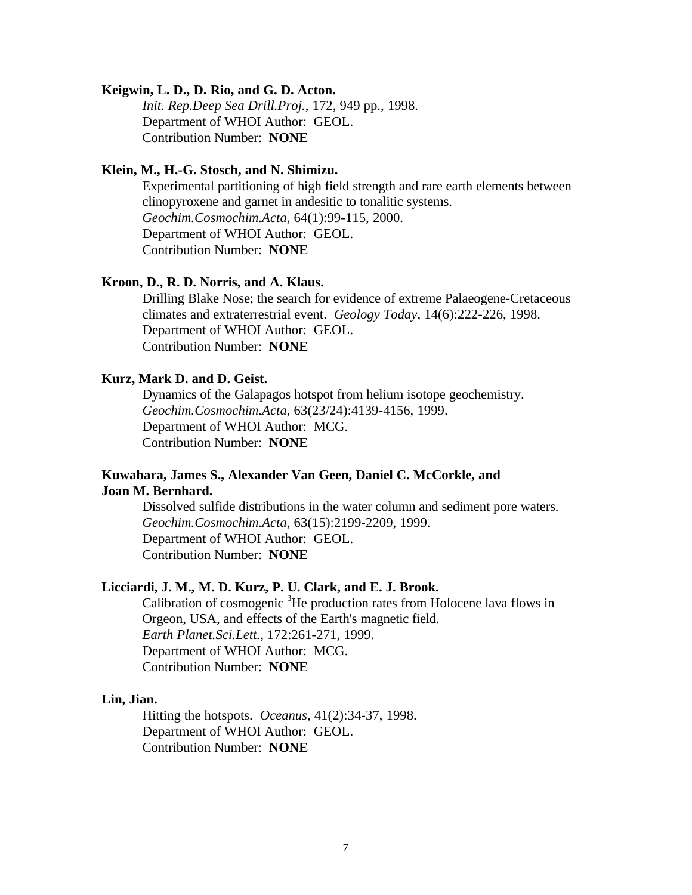**Keigwin, L. D., D. Rio, and G. D. Acton.**
*Init. Rep.Deep Sea Drill.Proj.*, 172, 949 pp., 1998.
Department of WHOI Author: GEOL.
Contribution Number: **NONE**

**Klein, M., H.-G. Stosch, and N. Shimizu.**
Experimental partitioning of high field strength and rare earth elements between clinopyroxene and garnet in andesitic to tonalitic systems.
*Geochim.Cosmochim.Acta*, 64(1):99-115, 2000.
Department of WHOI Author: GEOL.
Contribution Number: **NONE**

**Kroon, D., R. D. Norris, and A. Klaus.**
Drilling Blake Nose; the search for evidence of extreme Palaeogene-Cretaceous climates and extraterrestrial event. *Geology Today*, 14(6):222-226, 1998.
Department of WHOI Author: GEOL.
Contribution Number: **NONE**

**Kurz, Mark D. and D. Geist.**
Dynamics of the Galapagos hotspot from helium isotope geochemistry.
*Geochim.Cosmochim.Acta*, 63(23/24):4139-4156, 1999.
Department of WHOI Author: MCG.
Contribution Number: **NONE**

**Kuwabara, James S., Alexander Van Geen, Daniel C. McCorkle, and Joan M. Bernhard.**
Dissolved sulfide distributions in the water column and sediment pore waters.
*Geochim.Cosmochim.Acta*, 63(15):2199-2209, 1999.
Department of WHOI Author: GEOL.
Contribution Number: **NONE**

**Licciardi, J. M., M. D. Kurz, P. U. Clark, and E. J. Brook.**
Calibration of cosmogenic $^3$He production rates from Holocene lava flows in Orgeon, USA, and effects of the Earth's magnetic field.
*Earth Planet.Sci.Lett.*, 172:261-271, 1999.
Department of WHOI Author: MCG.
Contribution Number: **NONE**

**Lin, Jian.**
Hitting the hotspots. *Oceanus*, 41(2):34-37, 1998.
Department of WHOI Author: GEOL.
Contribution Number: **NONE**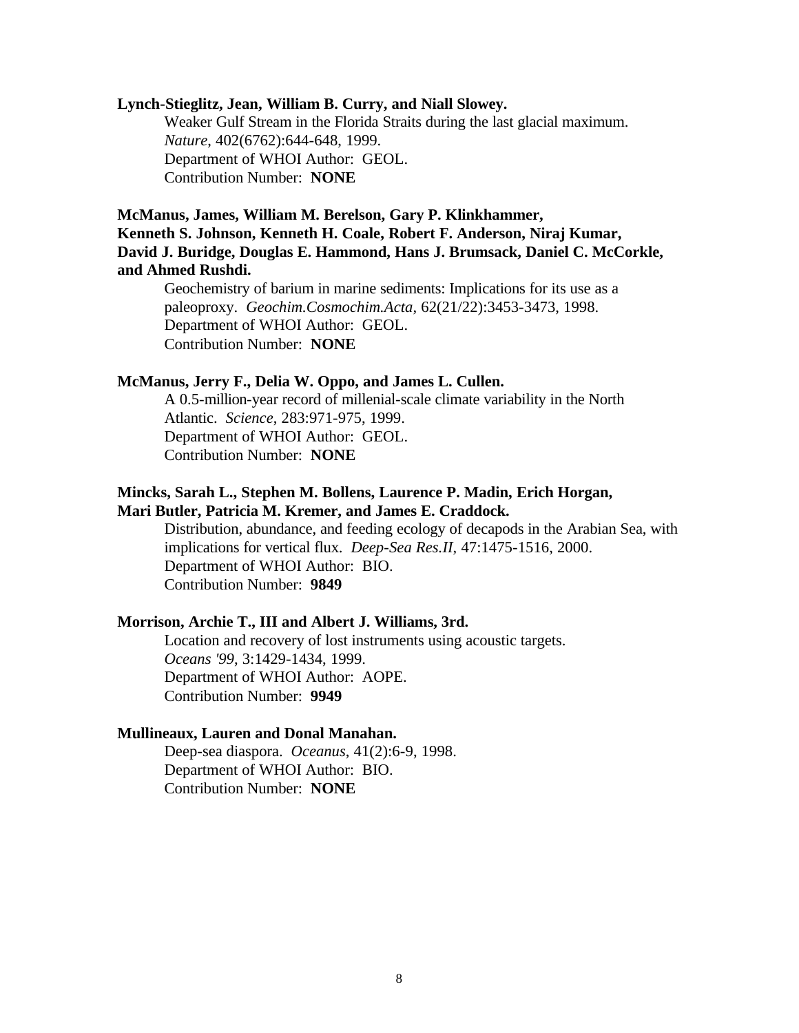**Lynch-Stieglitz, Jean, William B. Curry, and Niall Slowey.**

Weaker Gulf Stream in the Florida Straits during the last glacial maximum.
*Nature*, 402(6762):644-648, 1999.
Department of WHOI Author: GEOL.
Contribution Number: **NONE**

**McManus, James, William M. Berelson, Gary P. Klinkhammer, Kenneth S. Johnson, Kenneth H. Coale, Robert F. Anderson, Niraj Kumar, David J. Buridge, Douglas E. Hammond, Hans J. Brumsack, Daniel C. McCorkle, and Ahmed Rushdi.**

Geochemistry of barium in marine sediments: Implications for its use as a paleoproxy. *Geochim.Cosmochim.Acta*, 62(21/22):3453-3473, 1998.
Department of WHOI Author: GEOL.
Contribution Number: **NONE**

**McManus, Jerry F., Delia W. Oppo, and James L. Cullen.**

A 0.5-million-year record of millenial-scale climate variability in the North Atlantic. *Science*, 283:971-975, 1999.
Department of WHOI Author: GEOL.
Contribution Number: **NONE**

**Mincks, Sarah L., Stephen M. Bollens, Laurence P. Madin, Erich Horgan, Mari Butler, Patricia M. Kremer, and James E. Craddock.**

Distribution, abundance, and feeding ecology of decapods in the Arabian Sea, with implications for vertical flux. *Deep-Sea Res.II*, 47:1475-1516, 2000.
Department of WHOI Author: BIO.
Contribution Number: **9849**

**Morrison, Archie T., III and Albert J. Williams, 3rd.**

Location and recovery of lost instruments using acoustic targets.
*Oceans '99*, 3:1429-1434, 1999.
Department of WHOI Author: AOPE.
Contribution Number: **9949**

**Mullineaux, Lauren and Donal Manahan.**

Deep-sea diaspora. *Oceanus*, 41(2):6-9, 1998.
Department of WHOI Author: BIO.
Contribution Number: **NONE**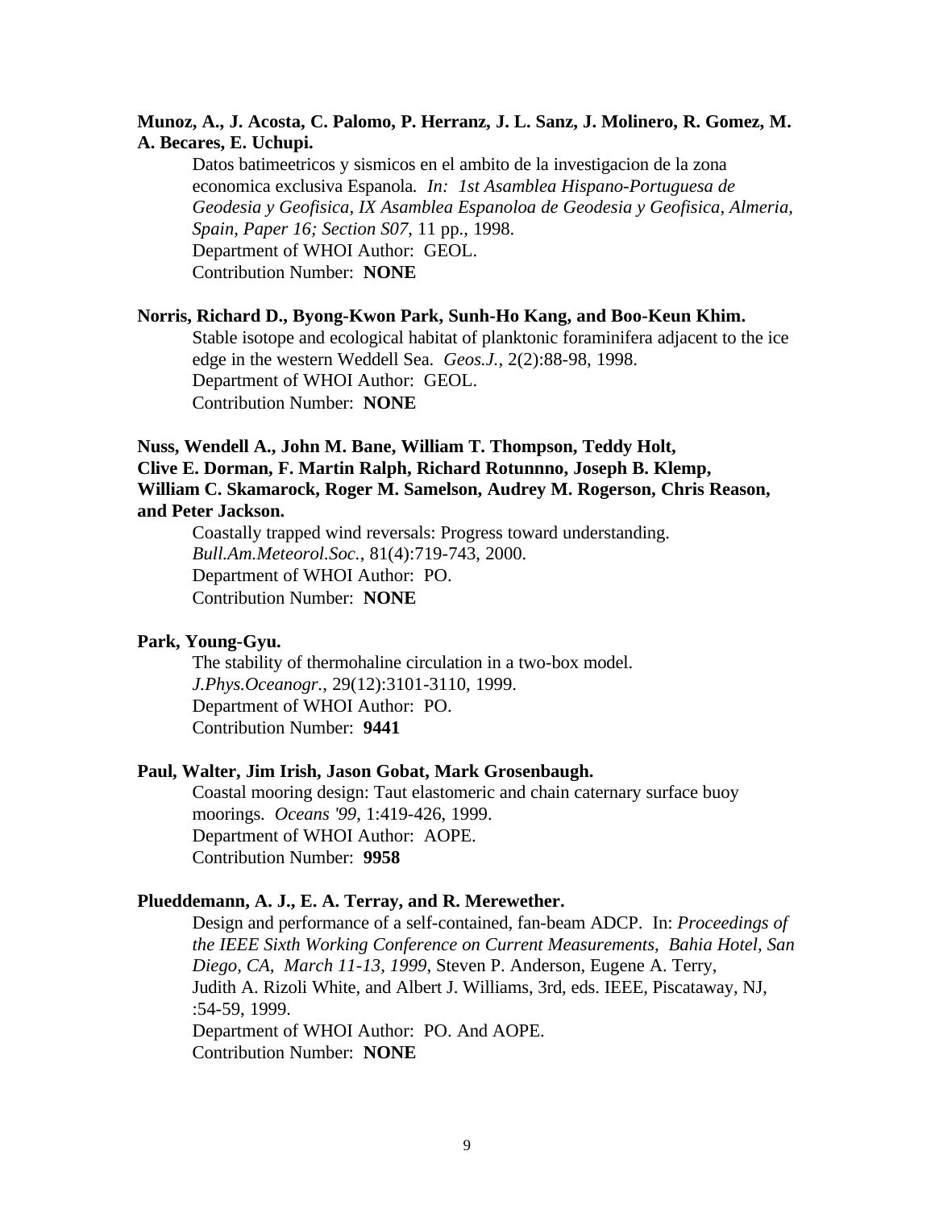**Munoz, A., J. Acosta, C. Palomo, P. Herranz, J. L. Sanz, J. Molinero, R. Gomez, M. A. Becares, E. Uchupi.**

Datos batimeetricos y sismicos en el ambito de la investigacion de la zona economica exclusiva Espanola. *In: 1st Asamblea Hispano-Portuguesa de Geodesia y Geofisica, IX Asamblea Espanoloa de Geodesia y Geofisica, Almeria, Spain, Paper 16; Section S07*, 11 pp., 1998.
Department of WHOI Author: GEOL.
Contribution Number: **NONE**

**Norris, Richard D., Byong-Kwon Park, Sunh-Ho Kang, and Boo-Keun Khim.**

Stable isotope and ecological habitat of planktonic foraminifera adjacent to the ice edge in the western Weddell Sea. *Geos.J.*, 2(2):88-98, 1998.
Department of WHOI Author: GEOL.
Contribution Number: **NONE**

**Nuss, Wendell A., John M. Bane, William T. Thompson, Teddy Holt, Clive E. Dorman, F. Martin Ralph, Richard Rotunnno, Joseph B. Klemp, William C. Skamarock, Roger M. Samelson, Audrey M. Rogerson, Chris Reason, and Peter Jackson.**

Coastally trapped wind reversals: Progress toward understanding. *Bull.Am.Meteorol.Soc.*, 81(4):719-743, 2000.
Department of WHOI Author: PO.
Contribution Number: **NONE**

**Park, Young-Gyu.**

The stability of thermohaline circulation in a two-box model. *J.Phys.Oceanogr.*, 29(12):3101-3110, 1999.
Department of WHOI Author: PO.
Contribution Number: **9441**

**Paul, Walter, Jim Irish, Jason Gobat, Mark Grosenbaugh.**

Coastal mooring design: Taut elastomeric and chain caternary surface buoy moorings. *Oceans '99*, 1:419-426, 1999.
Department of WHOI Author: AOPE.
Contribution Number: **9958**

**Plueddemann, A. J., E. A. Terray, and R. Merewether.**

Design and performance of a self-contained, fan-beam ADCP. In: *Proceedings of the IEEE Sixth Working Conference on Current Measurements, Bahia Hotel, San Diego, CA, March 11-13, 1999*, Steven P. Anderson, Eugene A. Terry, Judith A. Rizoli White, and Albert J. Williams, 3rd, eds. IEEE, Piscataway, NJ, :54-59, 1999.
Department of WHOI Author: PO. And AOPE.
Contribution Number: **NONE**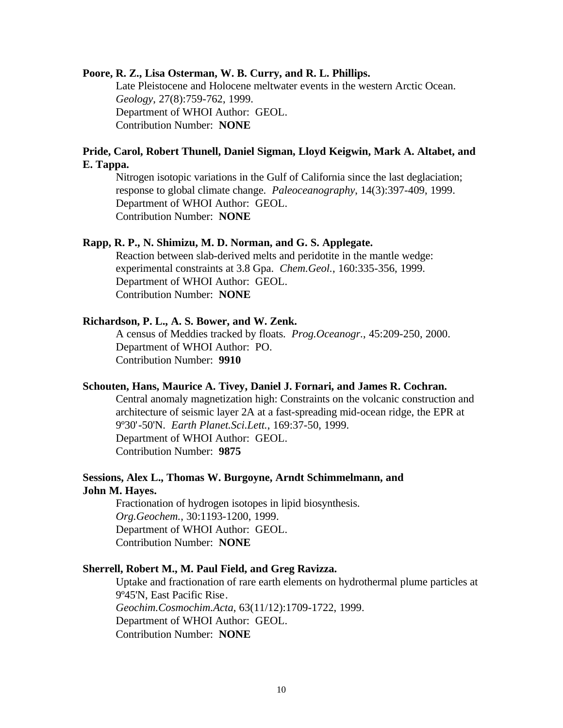**Poore, R. Z., Lisa Osterman, W. B. Curry, and R. L. Phillips.**

Late Pleistocene and Holocene meltwater events in the western Arctic Ocean. *Geology*, 27(8):759-762, 1999.
Department of WHOI Author: GEOL.
Contribution Number: **NONE**

**Pride, Carol, Robert Thunell, Daniel Sigman, Lloyd Keigwin, Mark A. Altabet, and E. Tappa.**

Nitrogen isotopic variations in the Gulf of California since the last deglaciation; response to global climate change. *Paleoceanography*, 14(3):397-409, 1999.
Department of WHOI Author: GEOL.
Contribution Number: **NONE**

**Rapp, R. P., N. Shimizu, M. D. Norman, and G. S. Applegate.**

Reaction between slab-derived melts and peridotite in the mantle wedge: experimental constraints at 3.8 Gpa. *Chem.Geol.*, 160:335-356, 1999.
Department of WHOI Author: GEOL.
Contribution Number: **NONE**

**Richardson, P. L., A. S. Bower, and W. Zenk.**

A census of Meddies tracked by floats. *Prog.Oceanogr.*, 45:209-250, 2000.
Department of WHOI Author: PO.
Contribution Number: **9910**

**Schouten, Hans, Maurice A. Tivey, Daniel J. Fornari, and James R. Cochran.**

Central anomaly magnetization high: Constraints on the volcanic construction and architecture of seismic layer 2A at a fast-spreading mid-ocean ridge, the EPR at 9º30'-50'N. *Earth Planet.Sci.Lett.*, 169:37-50, 1999.
Department of WHOI Author: GEOL.
Contribution Number: **9875**

**Sessions, Alex L., Thomas W. Burgoyne, Arndt Schimmelmann, and John M. Hayes.**

Fractionation of hydrogen isotopes in lipid biosynthesis. *Org.Geochem.*, 30:1193-1200, 1999.
Department of WHOI Author: GEOL.
Contribution Number: **NONE**

**Sherrell, Robert M., M. Paul Field, and Greg Ravizza.**

Uptake and fractionation of rare earth elements on hydrothermal plume particles at 9º45'N, East Pacific Rise. *Geochim.Cosmochim.Acta*, 63(11/12):1709-1722, 1999.
Department of WHOI Author: GEOL.
Contribution Number: **NONE**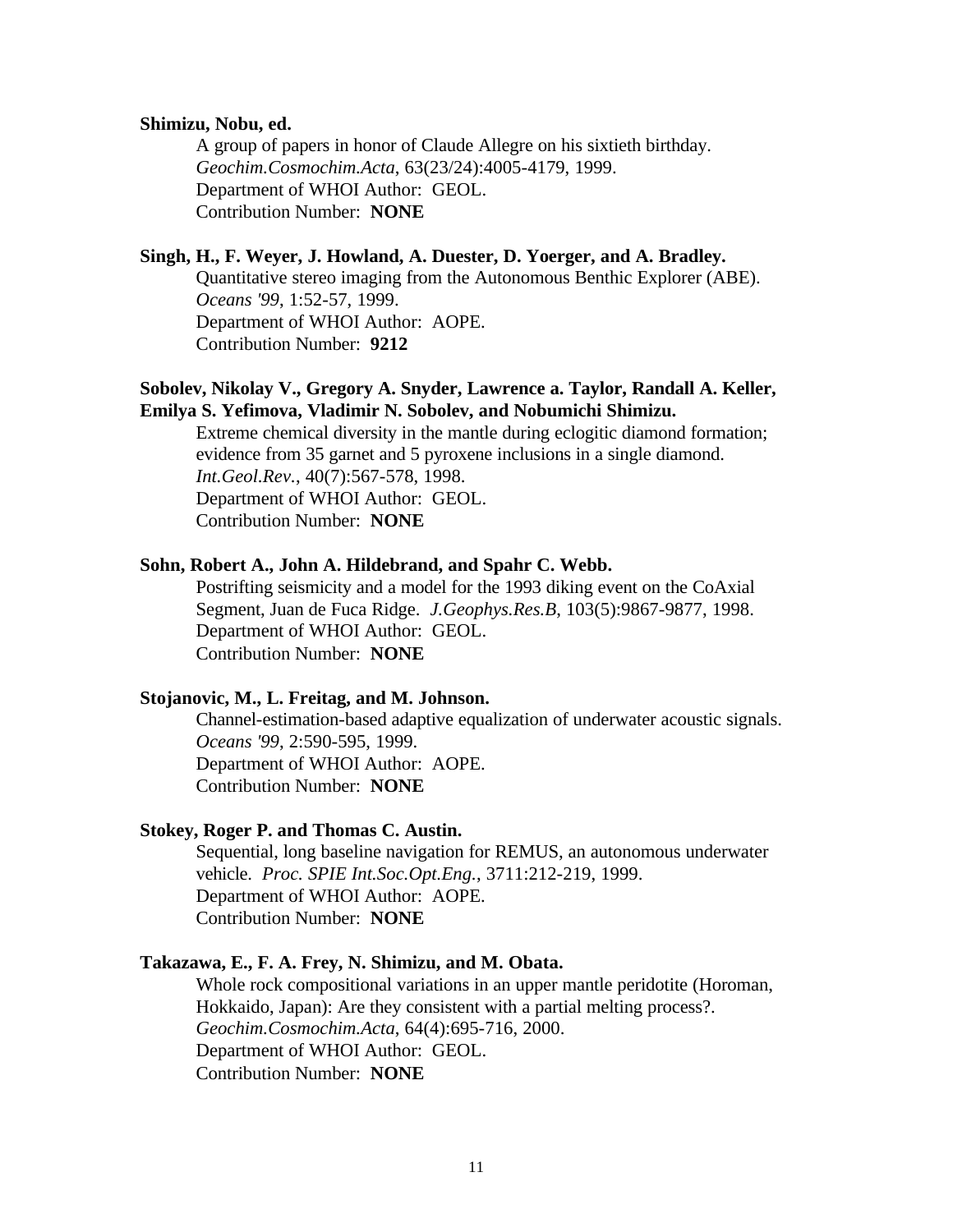**Shimizu, Nobu, ed.**

A group of papers in honor of Claude Allegre on his sixtieth birthday. *Geochim.Cosmochim.Acta*, 63(23/24):4005-4179, 1999.
Department of WHOI Author: GEOL.
Contribution Number: **NONE**

**Singh, H., F. Weyer, J. Howland, A. Duester, D. Yoerger, and A. Bradley.**

Quantitative stereo imaging from the Autonomous Benthic Explorer (ABE). *Oceans '99*, 1:52-57, 1999.
Department of WHOI Author: AOPE.
Contribution Number: **9212**

**Sobolev, Nikolay V., Gregory A. Snyder, Lawrence a. Taylor, Randall A. Keller, Emilya S. Yefimova, Vladimir N. Sobolev, and Nobumichi Shimizu.**

Extreme chemical diversity in the mantle during eclogitic diamond formation; evidence from 35 garnet and 5 pyroxene inclusions in a single diamond. *Int.Geol.Rev.*, 40(7):567-578, 1998.
Department of WHOI Author: GEOL.
Contribution Number: **NONE**

**Sohn, Robert A., John A. Hildebrand, and Spahr C. Webb.**

Postrifting seismicity and a model for the 1993 diking event on the CoAxial Segment, Juan de Fuca Ridge. *J.Geophys.Res.B*, 103(5):9867-9877, 1998.
Department of WHOI Author: GEOL.
Contribution Number: **NONE**

**Stojanovic, M., L. Freitag, and M. Johnson.**

Channel-estimation-based adaptive equalization of underwater acoustic signals. *Oceans '99*, 2:590-595, 1999.
Department of WHOI Author: AOPE.
Contribution Number: **NONE**

**Stokey, Roger P. and Thomas C. Austin.**

Sequential, long baseline navigation for REMUS, an autonomous underwater vehicle. *Proc. SPIE Int.Soc.Opt.Eng.*, 3711:212-219, 1999.
Department of WHOI Author: AOPE.
Contribution Number: **NONE**

**Takazawa, E., F. A. Frey, N. Shimizu, and M. Obata.**

Whole rock compositional variations in an upper mantle peridotite (Horoman, Hokkaido, Japan): Are they consistent with a partial melting process?. *Geochim.Cosmochim.Acta*, 64(4):695-716, 2000.
Department of WHOI Author: GEOL.
Contribution Number: **NONE**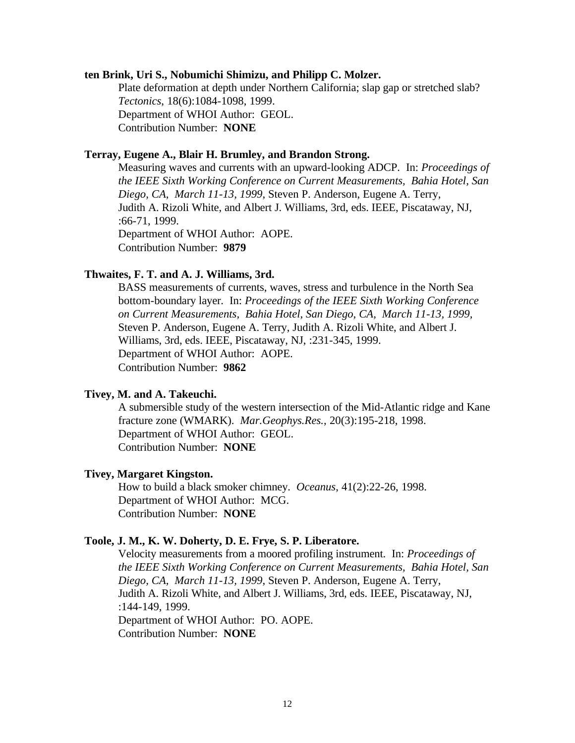**ten Brink, Uri S., Nobumichi Shimizu, and Philipp C. Molzer.**

Plate deformation at depth under Northern California; slap gap or stretched slab? *Tectonics*, 18(6):1084-1098, 1999.
Department of WHOI Author: GEOL.
Contribution Number: **NONE**

**Terray, Eugene A., Blair H. Brumley, and Brandon Strong.**

Measuring waves and currents with an upward-looking ADCP. In: *Proceedings of the IEEE Sixth Working Conference on Current Measurements, Bahia Hotel, San Diego, CA, March 11-13, 1999*, Steven P. Anderson, Eugene A. Terry, Judith A. Rizoli White, and Albert J. Williams, 3rd, eds. IEEE, Piscataway, NJ, :66-71, 1999.
Department of WHOI Author: AOPE.
Contribution Number: **9879**

**Thwaites, F. T. and A. J. Williams, 3rd.**

BASS measurements of currents, waves, stress and turbulence in the North Sea bottom-boundary layer. In: *Proceedings of the IEEE Sixth Working Conference on Current Measurements, Bahia Hotel, San Diego, CA, March 11-13, 1999*, Steven P. Anderson, Eugene A. Terry, Judith A. Rizoli White, and Albert J. Williams, 3rd, eds. IEEE, Piscataway, NJ, :231-345, 1999.
Department of WHOI Author: AOPE.
Contribution Number: **9862**

**Tivey, M. and A. Takeuchi.**

A submersible study of the western intersection of the Mid-Atlantic ridge and Kane fracture zone (WMARK). *Mar.Geophys.Res.*, 20(3):195-218, 1998.
Department of WHOI Author: GEOL.
Contribution Number: **NONE**

**Tivey, Margaret Kingston.**

How to build a black smoker chimney. *Oceanus*, 41(2):22-26, 1998.
Department of WHOI Author: MCG.
Contribution Number: **NONE**

**Toole, J. M., K. W. Doherty, D. E. Frye, S. P. Liberatore.**

Velocity measurements from a moored profiling instrument. In: *Proceedings of the IEEE Sixth Working Conference on Current Measurements, Bahia Hotel, San Diego, CA, March 11-13, 1999*, Steven P. Anderson, Eugene A. Terry, Judith A. Rizoli White, and Albert J. Williams, 3rd, eds. IEEE, Piscataway, NJ, :144-149, 1999.
Department of WHOI Author: PO. AOPE.
Contribution Number: **NONE**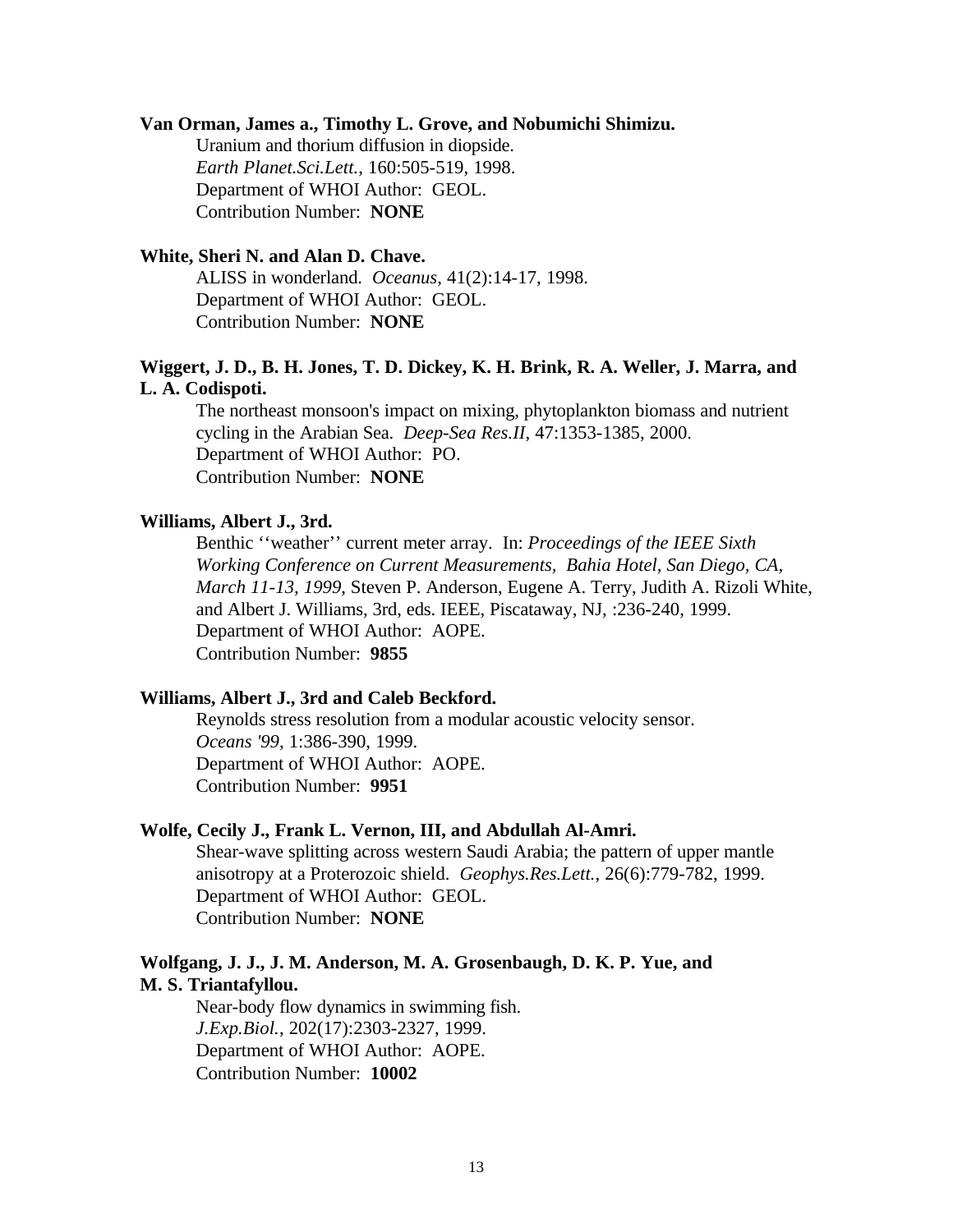**Van Orman, James a., Timothy L. Grove, and Nobumichi Shimizu.**
Uranium and thorium diffusion in diopside.
*Earth Planet.Sci.Lett.*, 160:505-519, 1998.
Department of WHOI Author: GEOL.
Contribution Number: **NONE**

**White, Sheri N. and Alan D. Chave.**
ALISS in wonderland. *Oceanus*, 41(2):14-17, 1998.
Department of WHOI Author: GEOL.
Contribution Number: **NONE**

**Wiggert, J. D., B. H. Jones, T. D. Dickey, K. H. Brink, R. A. Weller, J. Marra, and L. A. Codispoti.**
The northeast monsoon's impact on mixing, phytoplankton biomass and nutrient cycling in the Arabian Sea. *Deep-Sea Res.II*, 47:1353-1385, 2000.
Department of WHOI Author: PO.
Contribution Number: **NONE**

**Williams, Albert J., 3rd.**
Benthic ''weather'' current meter array. In: *Proceedings of the IEEE Sixth Working Conference on Current Measurements, Bahia Hotel, San Diego, CA, March 11-13, 1999*, Steven P. Anderson, Eugene A. Terry, Judith A. Rizoli White, and Albert J. Williams, 3rd, eds. IEEE, Piscataway, NJ, :236-240, 1999.
Department of WHOI Author: AOPE.
Contribution Number: **9855**

**Williams, Albert J., 3rd and Caleb Beckford.**
Reynolds stress resolution from a modular acoustic velocity sensor.
*Oceans '99*, 1:386-390, 1999.
Department of WHOI Author: AOPE.
Contribution Number: **9951**

**Wolfe, Cecily J., Frank L. Vernon, III, and Abdullah Al-Amri.**
Shear-wave splitting across western Saudi Arabia; the pattern of upper mantle anisotropy at a Proterozoic shield. *Geophys.Res.Lett.*, 26(6):779-782, 1999.
Department of WHOI Author: GEOL.
Contribution Number: **NONE**

**Wolfgang, J. J., J. M. Anderson, M. A. Grosenbaugh, D. K. P. Yue, and M. S. Triantafyllou.**
Near-body flow dynamics in swimming fish.
*J.Exp.Biol.*, 202(17):2303-2327, 1999.
Department of WHOI Author: AOPE.
Contribution Number: **10002**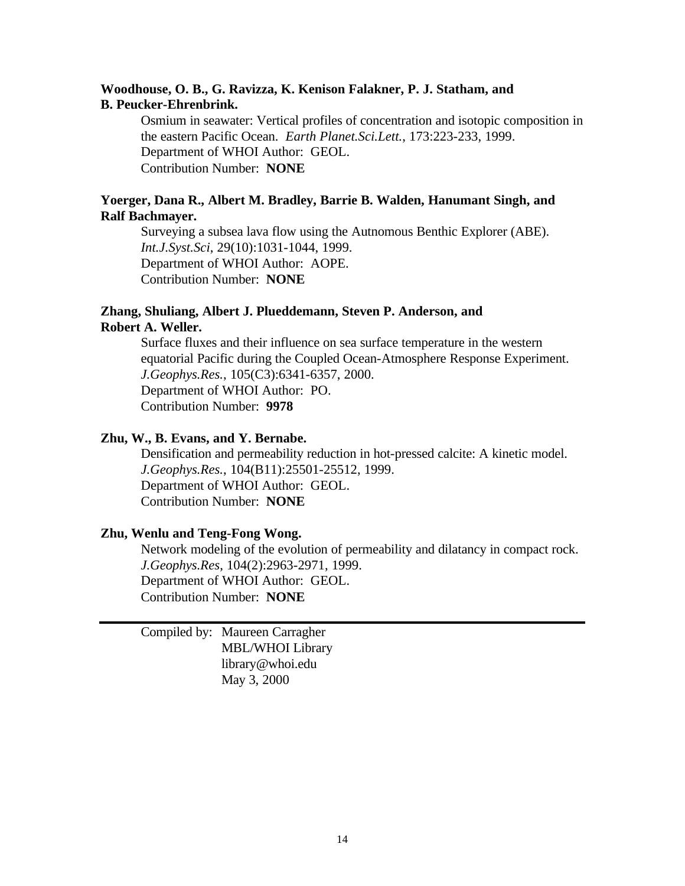**Woodhouse, O. B., G. Ravizza, K. Kenison Falakner, P. J. Statham, and B. Peucker-Ehrenbrink.**

Osmium in seawater: Vertical profiles of concentration and isotopic composition in the eastern Pacific Ocean. *Earth Planet.Sci.Lett.*, 173:223-233, 1999.
Department of WHOI Author: GEOL.
Contribution Number: **NONE**

**Yoerger, Dana R., Albert M. Bradley, Barrie B. Walden, Hanumant Singh, and Ralf Bachmayer.**

Surveying a subsea lava flow using the Autnomous Benthic Explorer (ABE). *Int.J.Syst.Sci*, 29(10):1031-1044, 1999.
Department of WHOI Author: AOPE.
Contribution Number: **NONE**

**Zhang, Shuliang, Albert J. Plueddemann, Steven P. Anderson, and Robert A. Weller.**

Surface fluxes and their influence on sea surface temperature in the western equatorial Pacific during the Coupled Ocean-Atmosphere Response Experiment. *J.Geophys.Res.*, 105(C3):6341-6357, 2000.
Department of WHOI Author: PO.
Contribution Number: **9978**

**Zhu, W., B. Evans, and Y. Bernabe.**

Densification and permeability reduction in hot-pressed calcite: A kinetic model. *J.Geophys.Res.*, 104(B11):25501-25512, 1999.
Department of WHOI Author: GEOL.
Contribution Number: **NONE**

**Zhu, Wenlu and Teng-Fong Wong.**

Network modeling of the evolution of permeability and dilatancy in compact rock. *J.Geophys.Res*, 104(2):2963-2971, 1999.
Department of WHOI Author: GEOL.
Contribution Number: **NONE**

---

Compiled by: Maureen Carragher
MBL/WHOI Library
library@whoi.edu
May 3, 2000